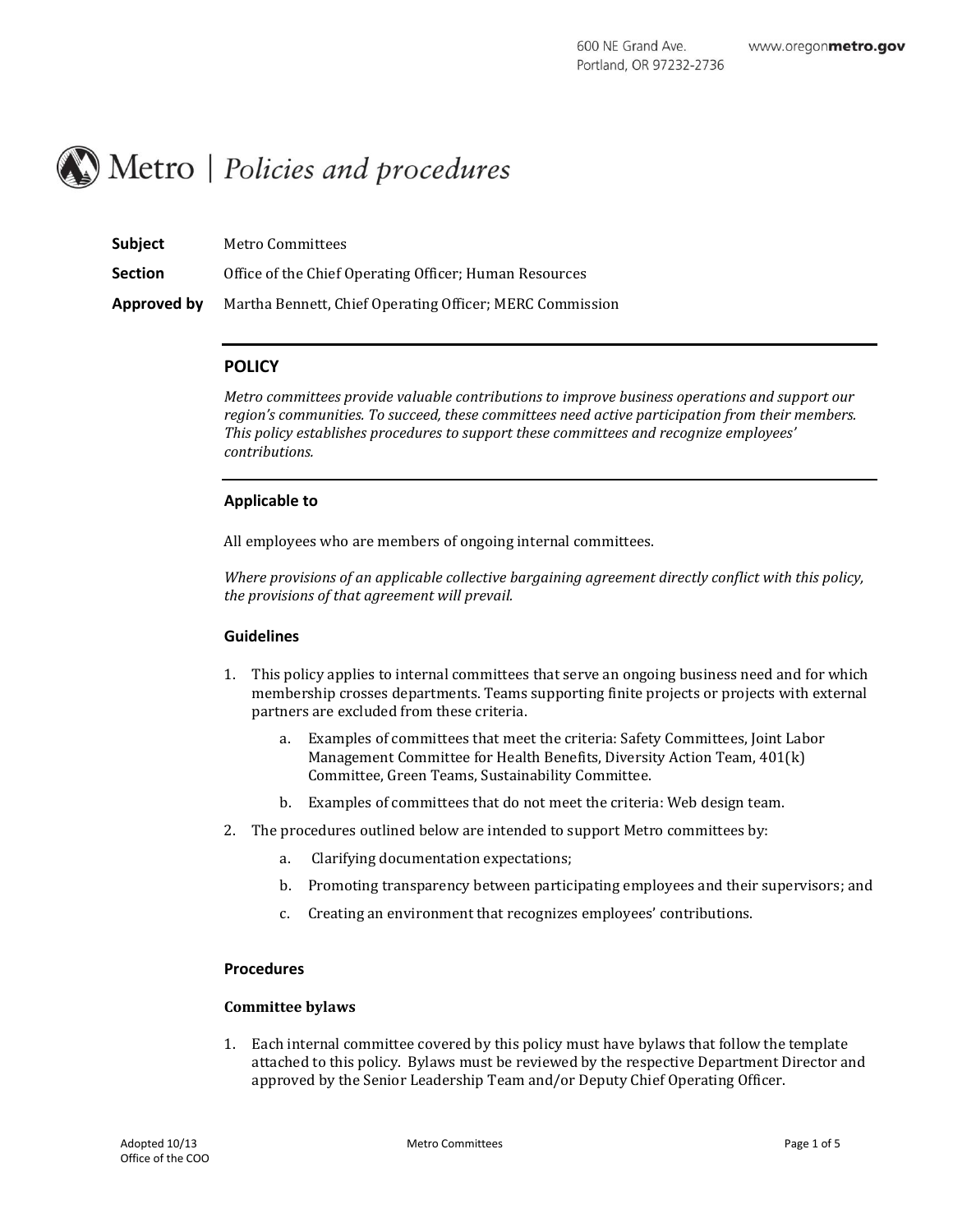600 NE Grand Ave.
Portland, OR 97232-2736

www.oregonmetro.gov

# Metro | Policies and procedures

**Subject** Metro Committees

**Section** Office of the Chief Operating Officer; Human Resources

**Approved by** Martha Bennett, Chief Operating Officer; MERC Commission

## POLICY

*Metro committees provide valuable contributions to improve business operations and support our region's communities. To succeed, these committees need active participation from their members. This policy establishes procedures to support these committees and recognize employees' contributions.*

### Applicable to

All employees who are members of ongoing internal committees.

*Where provisions of an applicable collective bargaining agreement directly conflict with this policy, the provisions of that agreement will prevail.*

### Guidelines

1. This policy applies to internal committees that serve an ongoing business need and for which membership crosses departments. Teams supporting finite projects or projects with external partners are excluded from these criteria.
   a. Examples of committees that meet the criteria: Safety Committees, Joint Labor Management Committee for Health Benefits, Diversity Action Team, 401(k) Committee, Green Teams, Sustainability Committee.
   b. Examples of committees that do not meet the criteria: Web design team.
2. The procedures outlined below are intended to support Metro committees by:
   a. Clarifying documentation expectations;
   b. Promoting transparency between participating employees and their supervisors; and
   c. Creating an environment that recognizes employees' contributions.

### Procedures

**Committee bylaws**

1. Each internal committee covered by this policy must have bylaws that follow the template attached to this policy. Bylaws must be reviewed by the respective Department Director and approved by the Senior Leadership Team and/or Deputy Chief Operating Officer.

Adopted 10/13
Office of the COO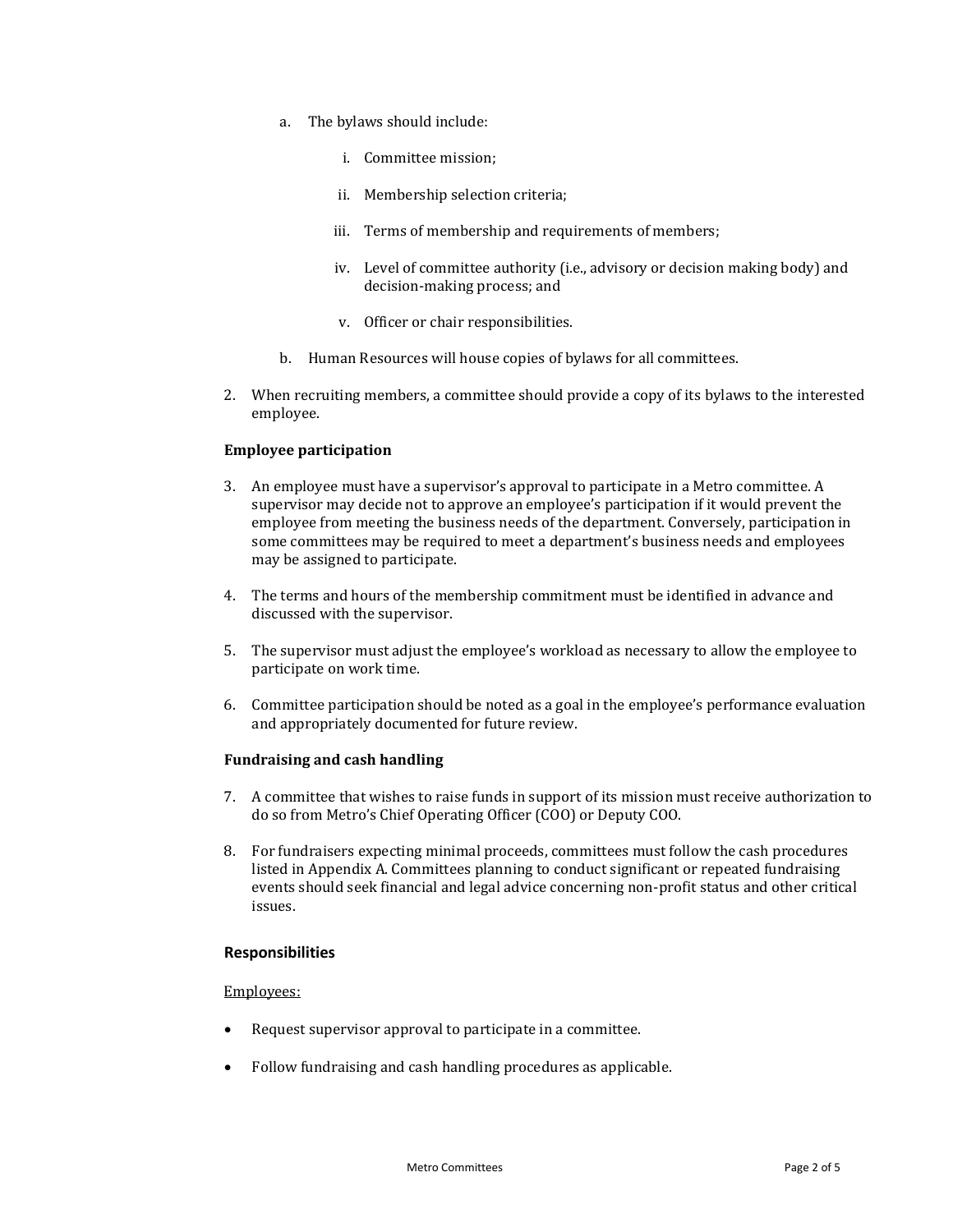a. The bylaws should include:

      i. Committee mission;

      ii. Membership selection criteria;

      iii. Terms of membership and requirements of members;

      iv. Level of committee authority (i.e., advisory or decision making body) and decision-making process; and

      v. Officer or chair responsibilities.

   b. Human Resources will house copies of bylaws for all committees.

2. When recruiting members, a committee should provide a copy of its bylaws to the interested employee.

**Employee participation**

3. An employee must have a supervisor's approval to participate in a Metro committee. A supervisor may decide not to approve an employee's participation if it would prevent the employee from meeting the business needs of the department. Conversely, participation in some committees may be required to meet a department's business needs and employees may be assigned to participate.

4. The terms and hours of the membership commitment must be identified in advance and discussed with the supervisor.

5. The supervisor must adjust the employee's workload as necessary to allow the employee to participate on work time.

6. Committee participation should be noted as a goal in the employee's performance evaluation and appropriately documented for future review.

**Fundraising and cash handling**

7. A committee that wishes to raise funds in support of its mission must receive authorization to do so from Metro's Chief Operating Officer (COO) or Deputy COO.

8. For fundraisers expecting minimal proceeds, committees must follow the cash procedures listed in Appendix A. Committees planning to conduct significant or repeated fundraising events should seek financial and legal advice concerning non-profit status and other critical issues.

## Responsibilities

<u>Employees:</u>

- Request supervisor approval to participate in a committee.
- Follow fundraising and cash handling procedures as applicable.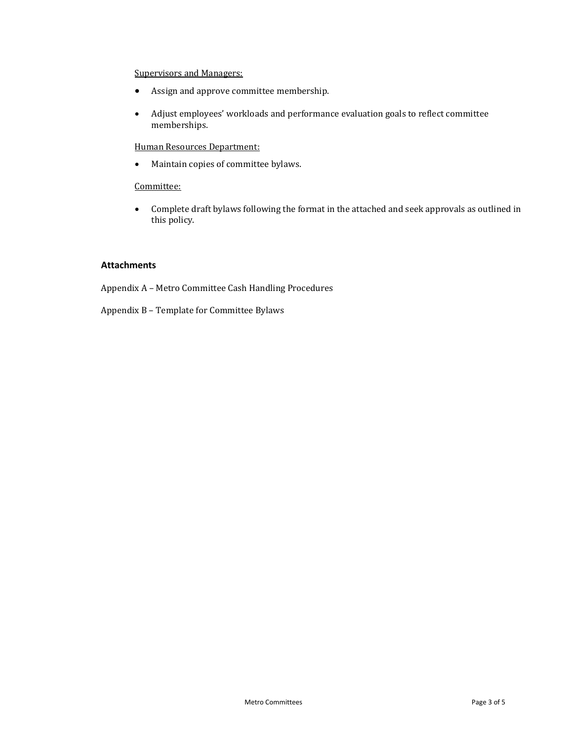<u>Supervisors and Managers:</u>

- Assign and approve committee membership.
- Adjust employees' workloads and performance evaluation goals to reflect committee memberships.

<u>Human Resources Department:</u>

- Maintain copies of committee bylaws.

<u>Committee:</u>

- Complete draft bylaws following the format in the attached and seek approvals as outlined in this policy.

## Attachments

Appendix A – Metro Committee Cash Handling Procedures

Appendix B – Template for Committee Bylaws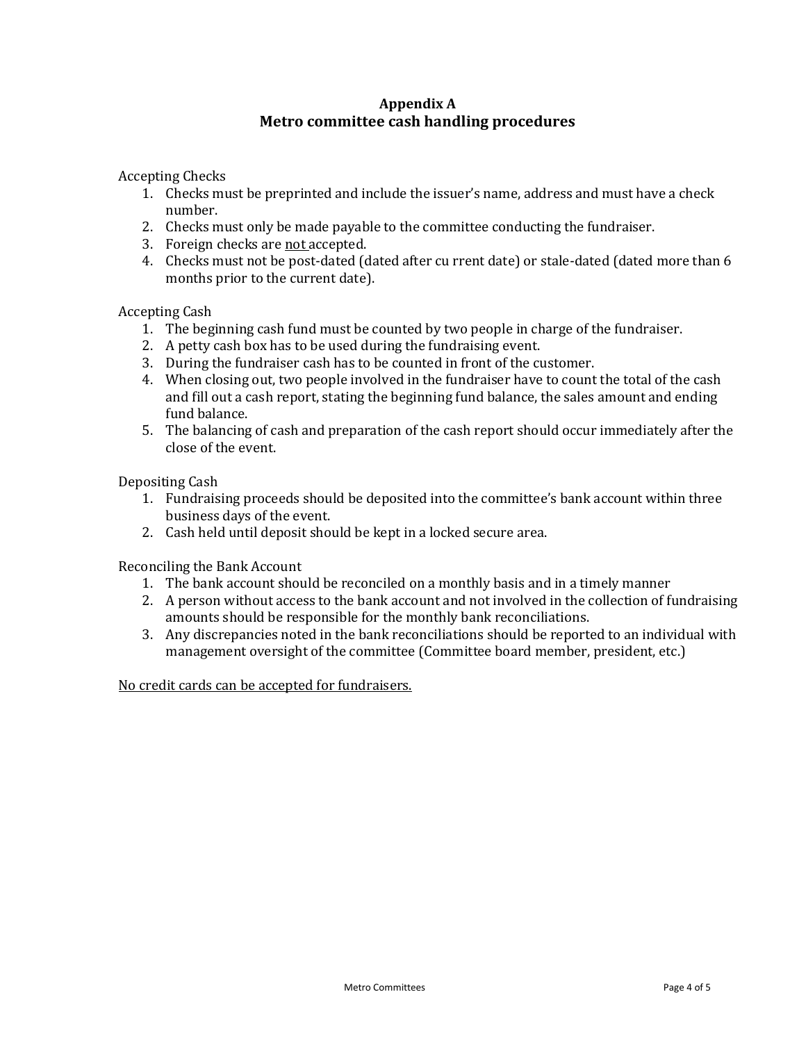# Appendix A
## Metro committee cash handling procedures

Accepting Checks

1. Checks must be preprinted and include the issuer's name, address and must have a check number.
2. Checks must only be made payable to the committee conducting the fundraiser.
3. Foreign checks are <u>not</u> accepted.
4. Checks must not be post-dated (dated after cu rrent date) or stale-dated (dated more than 6 months prior to the current date).

Accepting Cash

1. The beginning cash fund must be counted by two people in charge of the fundraiser.
2. A petty cash box has to be used during the fundraising event.
3. During the fundraiser cash has to be counted in front of the customer.
4. When closing out, two people involved in the fundraiser have to count the total of the cash and fill out a cash report, stating the beginning fund balance, the sales amount and ending fund balance.
5. The balancing of cash and preparation of the cash report should occur immediately after the close of the event.

Depositing Cash

1. Fundraising proceeds should be deposited into the committee's bank account within three business days of the event.
2. Cash held until deposit should be kept in a locked secure area.

Reconciling the Bank Account

1. The bank account should be reconciled on a monthly basis and in a timely manner
2. A person without access to the bank account and not involved in the collection of fundraising amounts should be responsible for the monthly bank reconciliations.
3. Any discrepancies noted in the bank reconciliations should be reported to an individual with management oversight of the committee (Committee board member, president, etc.)

<u>No credit cards can be accepted for fundraisers.</u>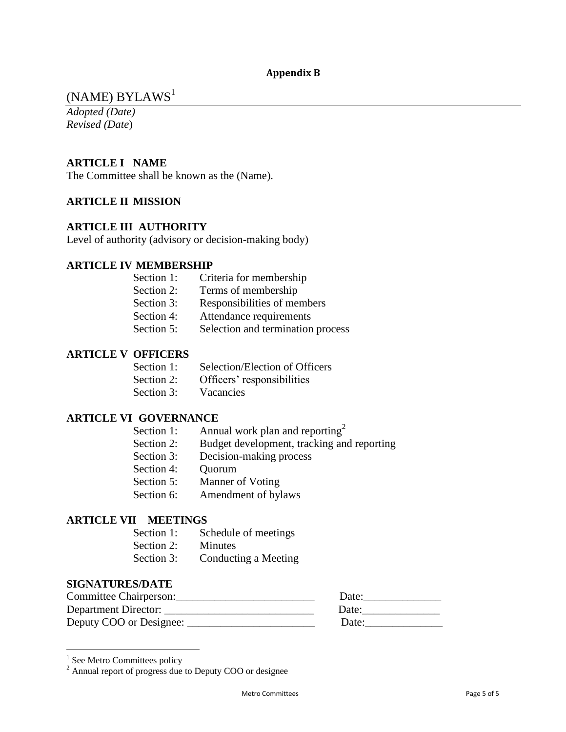**Appendix B**

# (NAME) BYLAWS[1]

*Adopted (Date)*
*Revised (Date)*

**ARTICLE I NAME**

The Committee shall be known as the (Name).

**ARTICLE II MISSION**

**ARTICLE III AUTHORITY**

Level of authority (advisory or decision-making body)

**ARTICLE IV MEMBERSHIP**

Section 1: Criteria for membership
Section 2: Terms of membership
Section 3: Responsibilities of members
Section 4: Attendance requirements
Section 5: Selection and termination process

**ARTICLE V OFFICERS**

Section 1: Selection/Election of Officers
Section 2: Officers' responsibilities
Section 3: Vacancies

**ARTICLE VI GOVERNANCE**

Section 1: Annual work plan and reporting[2]
Section 2: Budget development, tracking and reporting
Section 3: Decision-making process
Section 4: Quorum
Section 5: Manner of Voting
Section 6: Amendment of bylaws

**ARTICLE VII MEETINGS**

Section 1: Schedule of meetings
Section 2: Minutes
Section 3: Conducting a Meeting

**SIGNATURES/DATE**

Committee Chairperson:_________________________ Date:______________
Department Director: ___________________________ Date:______________
Deputy COO or Designee: _______________________ Date:______________

---

[1] See Metro Committees policy
[2] Annual report of progress due to Deputy COO or designee